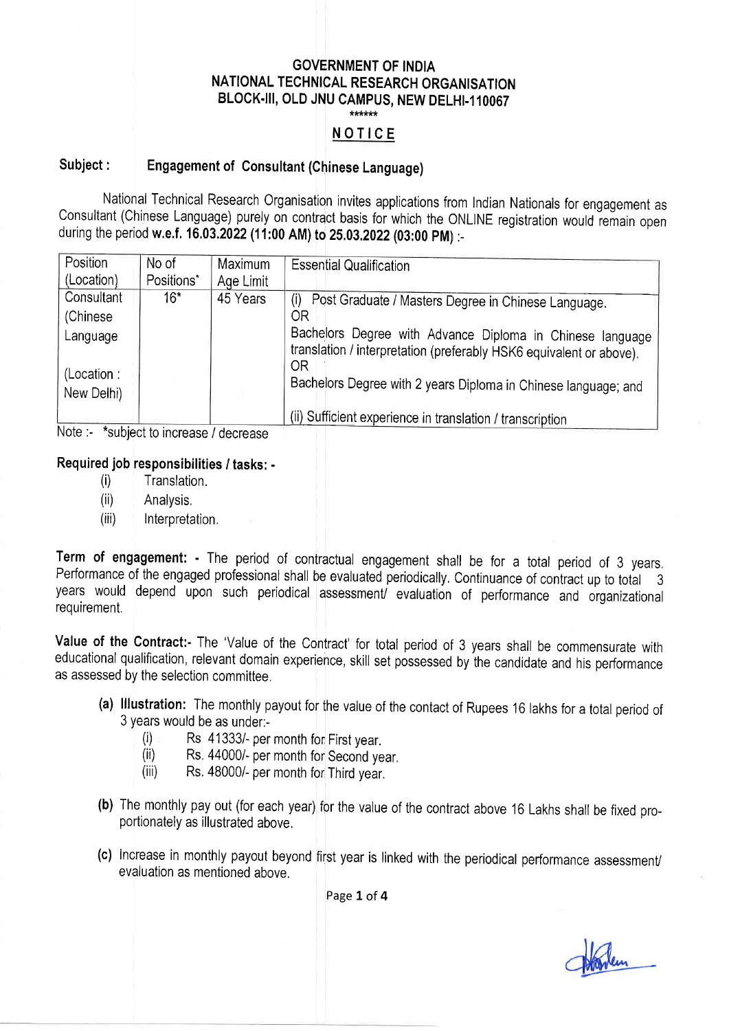**GOVERNMENT OF INDIA**
**NATIONAL TECHNICAL RESEARCH ORGANISATION**
**BLOCK-III, OLD JNU CAMPUS, NEW DELHI-110067**

******

# NOTICE

**Subject : Engagement of Consultant (Chinese Language)**

National Technical Research Organisation invites applications from Indian Nationals for engagement as Consultant (Chinese Language) purely on contract basis for which the ONLINE registration would remain open during the period **w.e.f. 16.03.2022 (11:00 AM) to 25.03.2022 (03:00 PM)** :-

| Position (Location) | No of Positions* | Maximum Age Limit | Essential Qualification |
|---|---|---|---|
| Consultant (Chinese Language<br><br>(Location : New Delhi) | 16* | 45 Years | (i) Post Graduate / Masters Degree in Chinese Language.<br>OR<br>Bachelors Degree with Advance Diploma in Chinese language translation / interpretation (preferably HSK6 equivalent or above).<br>OR<br>Bachelors Degree with 2 years Diploma in Chinese language; and<br><br>(ii) Sufficient experience in translation / transcription |

Note :- *subject to increase / decrease

**Required job responsibilities / tasks: -**

(i) Translation.
(ii) Analysis.
(iii) Interpretation.

**Term of engagement: -** The period of contractual engagement shall be for a total period of 3 years. Performance of the engaged professional shall be evaluated periodically. Continuance of contract up to total 3 years would depend upon such periodical assessment/ evaluation of performance and organizational requirement.

**Value of the Contract:-** The 'Value of the Contract' for total period of 3 years shall be commensurate with educational qualification, relevant domain experience, skill set possessed by the candidate and his performance as assessed by the selection committee.

**(a) Illustration:** The monthly payout for the value of the contact of Rupees 16 lakhs for a total period of 3 years would be as under:-

(i) Rs 41333/- per month for First year.
(ii) Rs. 44000/- per month for Second year.
(iii) Rs. 48000/- per month for Third year.

**(b)** The monthly pay out (for each year) for the value of the contract above 16 Lakhs shall be fixed pro-portionately as illustrated above.

**(c)** Increase in monthly payout beyond first year is linked with the periodical performance assessment/ evaluation as mentioned above.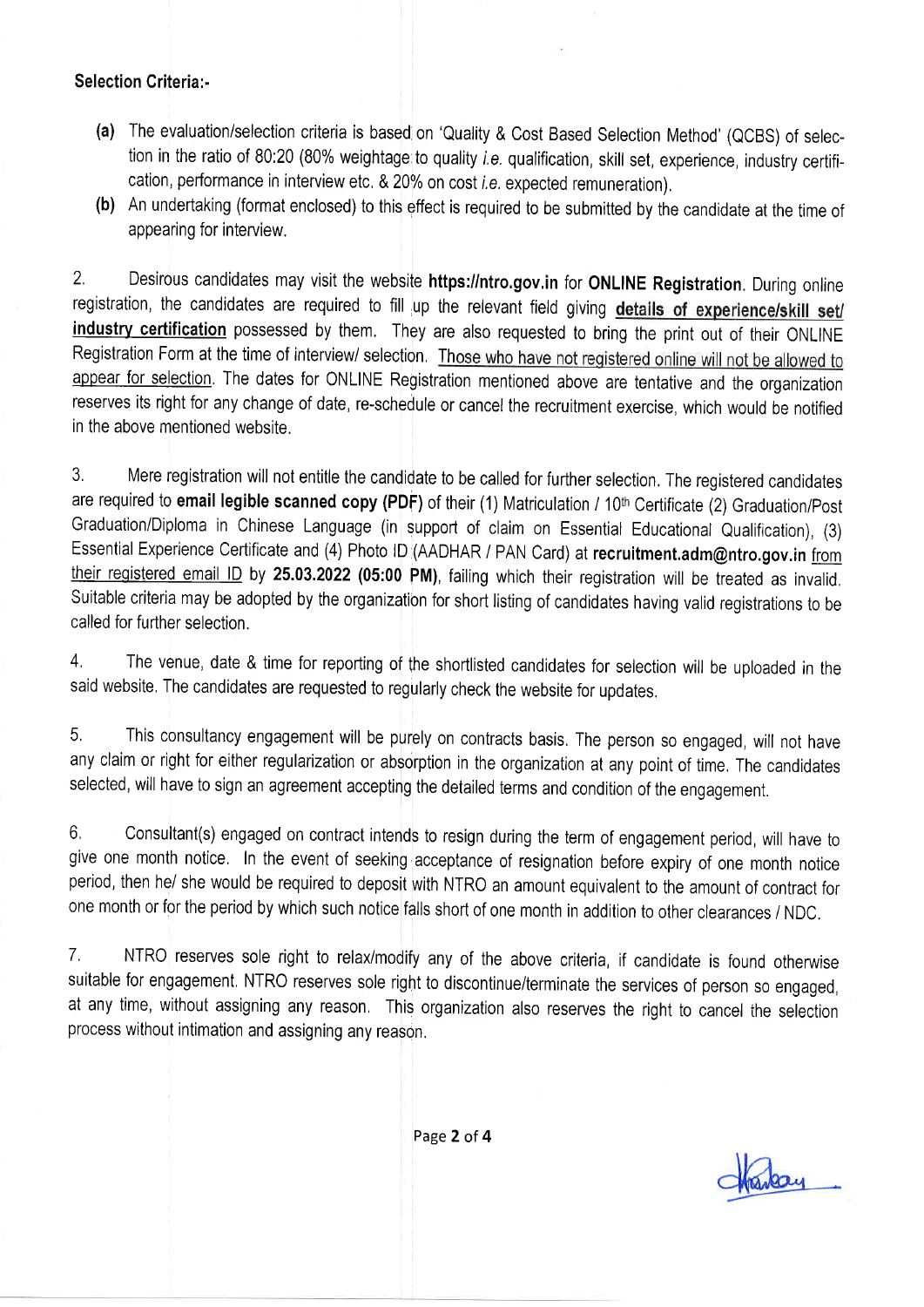**Selection Criteria:-**

**(a)** The evaluation/selection criteria is based on 'Quality & Cost Based Selection Method' (QCBS) of selection in the ratio of 80:20 (80% weightage to quality *i.e.* qualification, skill set, experience, industry certification, performance in interview etc. & 20% on cost *i.e.* expected remuneration).

**(b)** An undertaking (format enclosed) to this effect is required to be submitted by the candidate at the time of appearing for interview.

2. Desirous candidates may visit the website **https://ntro.gov.in** for **ONLINE Registration**. During online registration, the candidates are required to fill up the relevant field giving **details of experience/skill set/ industry certification** possessed by them. They are also requested to bring the print out of their ONLINE Registration Form at the time of interview/ selection. Those who have not registered online will not be allowed to appear for selection. The dates for ONLINE Registration mentioned above are tentative and the organization reserves its right for any change of date, re-schedule or cancel the recruitment exercise, which would be notified in the above mentioned website.

3. Mere registration will not entitle the candidate to be called for further selection. The registered candidates are required to **email legible scanned copy (PDF)** of their (1) Matriculation / 10th Certificate (2) Graduation/Post Graduation/Diploma in Chinese Language (in support of claim on Essential Educational Qualification), (3) Essential Experience Certificate and (4) Photo ID (AADHAR / PAN Card) at **recruitment.adm@ntro.gov.in** from their registered email ID by **25.03.2022 (05:00 PM)**, failing which their registration will be treated as invalid. Suitable criteria may be adopted by the organization for short listing of candidates having valid registrations to be called for further selection.

4. The venue, date & time for reporting of the shortlisted candidates for selection will be uploaded in the said website. The candidates are requested to regularly check the website for updates.

5. This consultancy engagement will be purely on contracts basis. The person so engaged, will not have any claim or right for either regularization or absorption in the organization at any point of time. The candidates selected, will have to sign an agreement accepting the detailed terms and condition of the engagement.

6. Consultant(s) engaged on contract intends to resign during the term of engagement period, will have to give one month notice. In the event of seeking acceptance of resignation before expiry of one month notice period, then he/ she would be required to deposit with NTRO an amount equivalent to the amount of contract for one month or for the period by which such notice falls short of one month in addition to other clearances / NDC.

7. NTRO reserves sole right to relax/modify any of the above criteria, if candidate is found otherwise suitable for engagement. NTRO reserves sole right to discontinue/terminate the services of person so engaged, at any time, without assigning any reason. This organization also reserves the right to cancel the selection process without intimation and assigning any reason.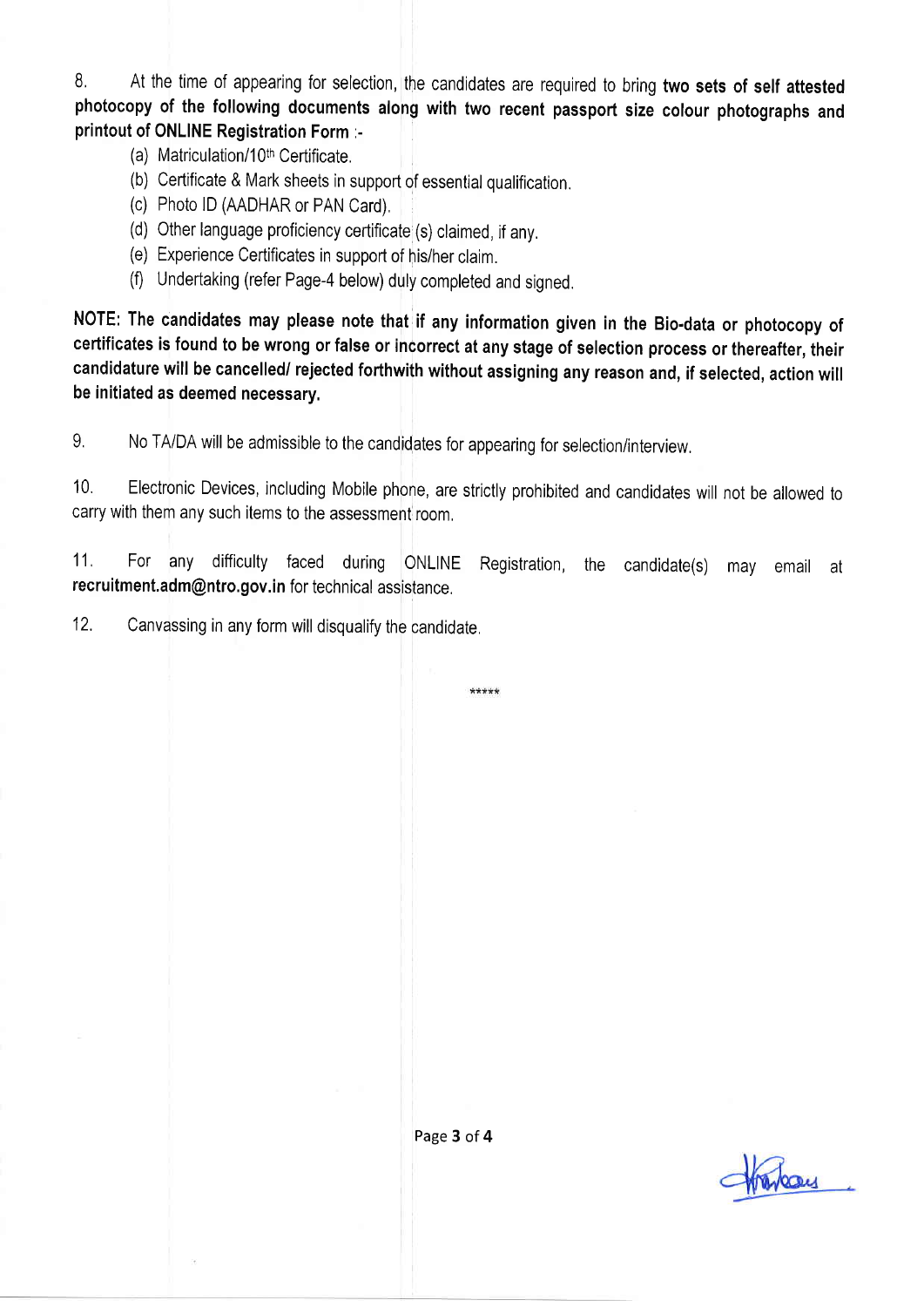8. At the time of appearing for selection, the candidates are required to bring **two sets of self attested photocopy of the following documents along with two recent passport size colour photographs and printout of ONLINE Registration Form** :-

(a) Matriculation/10th Certificate.

(b) Certificate & Mark sheets in support of essential qualification.

(c) Photo ID (AADHAR or PAN Card).

(d) Other language proficiency certificate (s) claimed, if any.

(e) Experience Certificates in support of his/her claim.

(f) Undertaking (refer Page-4 below) duly completed and signed.

**NOTE: The candidates may please note that if any information given in the Bio-data or photocopy of certificates is found to be wrong or false or incorrect at any stage of selection process or thereafter, their candidature will be cancelled/ rejected forthwith without assigning any reason and, if selected, action will be initiated as deemed necessary.**

9. No TA/DA will be admissible to the candidates for appearing for selection/interview.

10. Electronic Devices, including Mobile phone, are strictly prohibited and candidates will not be allowed to carry with them any such items to the assessment room.

11. For any difficulty faced during ONLINE Registration, the candidate(s) may email at **recruitment.adm@ntro.gov.in** for technical assistance.

12. Canvassing in any form will disqualify the candidate.

*****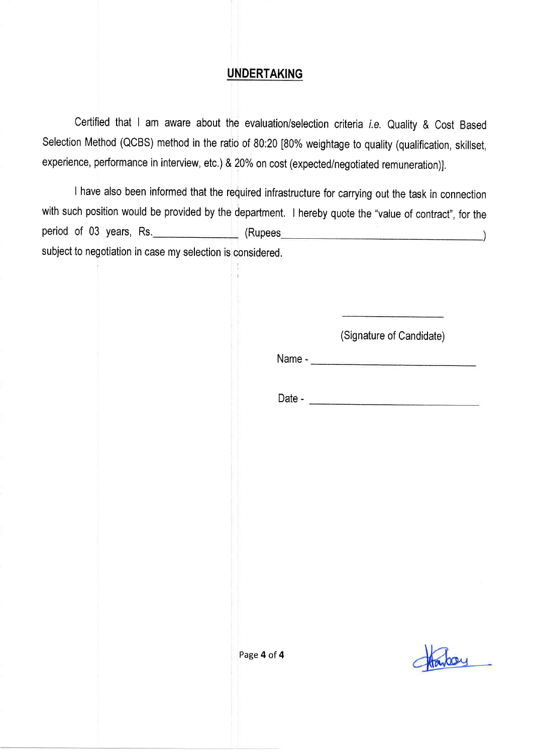## UNDERTAKING

Certified that I am aware about the evaluation/selection criteria *i.e.* Quality & Cost Based Selection Method (QCBS) method in the ratio of 80:20 [80% weightage to quality (qualification, skillset, experience, performance in interview, etc.) & 20% on cost (expected/negotiated remuneration)].

I have also been informed that the required infrastructure for carrying out the task in connection with such position would be provided by the department. I hereby quote the "value of contract", for the period of 03 years, Rs.______________ (Rupees________________________________) subject to negotiation in case my selection is considered.

(Signature of Candidate)

Name - ____________________________

Date - ____________________________